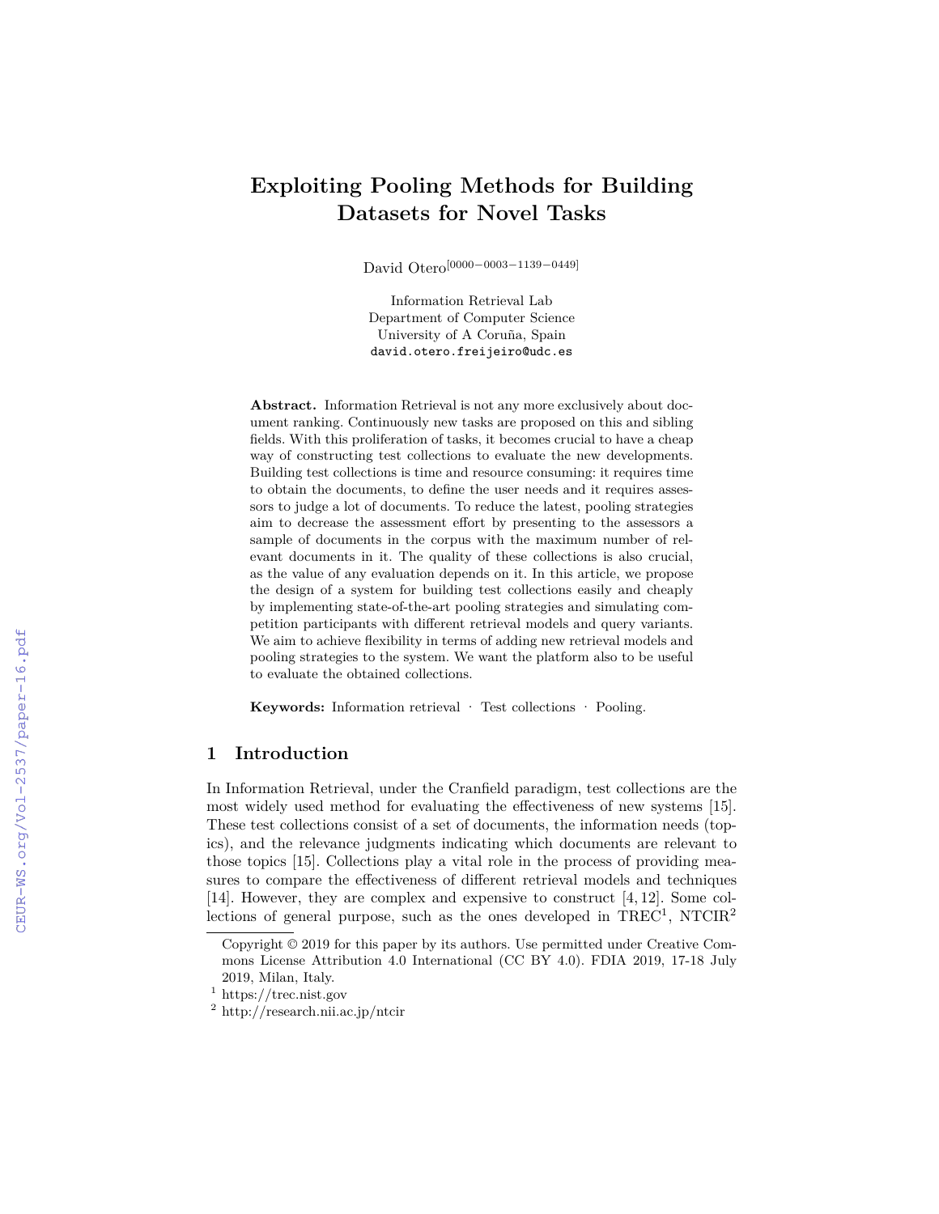# Exploiting Pooling Methods for Building Datasets for Novel Tasks

David Otero[0000−0003−1139−0449]

Information Retrieval Lab
Department of Computer Science
University of A Coruña, Spain
david.otero.freijeiro@udc.es

**Abstract.** Information Retrieval is not any more exclusively about document ranking. Continuously new tasks are proposed on this and sibling fields. With this proliferation of tasks, it becomes crucial to have a cheap way of constructing test collections to evaluate the new developments. Building test collections is time and resource consuming: it requires time to obtain the documents, to define the user needs and it requires assessors to judge a lot of documents. To reduce the latest, pooling strategies aim to decrease the assessment effort by presenting to the assessors a sample of documents in the corpus with the maximum number of relevant documents in it. The quality of these collections is also crucial, as the value of any evaluation depends on it. In this article, we propose the design of a system for building test collections easily and cheaply by implementing state-of-the-art pooling strategies and simulating competition participants with different retrieval models and query variants. We aim to achieve flexibility in terms of adding new retrieval models and pooling strategies to the system. We want the platform also to be useful to evaluate the obtained collections.

**Keywords:** Information retrieval · Test collections · Pooling.

## 1 Introduction

In Information Retrieval, under the Cranfield paradigm, test collections are the most widely used method for evaluating the effectiveness of new systems [15]. These test collections consist of a set of documents, the information needs (topics), and the relevance judgments indicating which documents are relevant to those topics [15]. Collections play a vital role in the process of providing measures to compare the effectiveness of different retrieval models and techniques [14]. However, they are complex and expensive to construct [4, 12]. Some collections of general purpose, such as the ones developed in TREC[1], NTCIR[2]

Copyright © 2019 for this paper by its authors. Use permitted under Creative Commons License Attribution 4.0 International (CC BY 4.0). FDIA 2019, 17-18 July 2019, Milan, Italy.

[1] https://trec.nist.gov

[2] http://research.nii.ac.jp/ntcir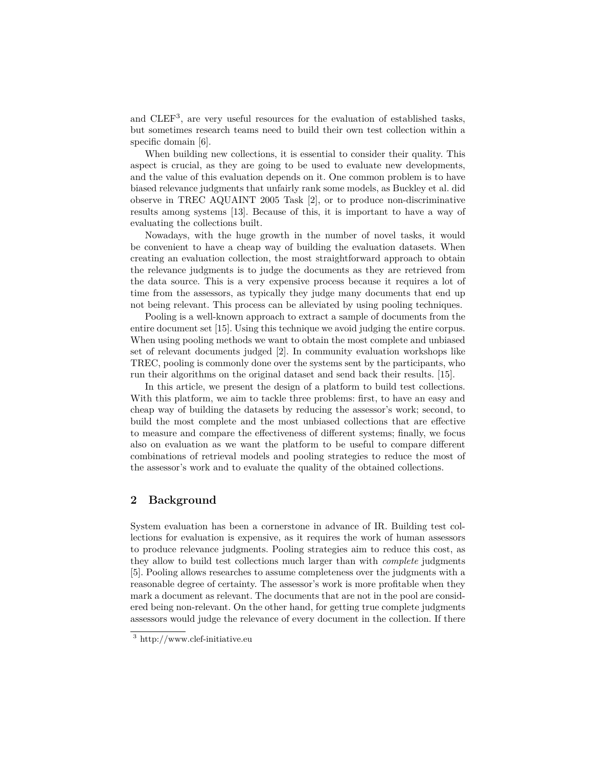and CLEF[3], are very useful resources for the evaluation of established tasks, but sometimes research teams need to build their own test collection within a specific domain [6].

When building new collections, it is essential to consider their quality. This aspect is crucial, as they are going to be used to evaluate new developments, and the value of this evaluation depends on it. One common problem is to have biased relevance judgments that unfairly rank some models, as Buckley et al. did observe in TREC AQUAINT 2005 Task [2], or to produce non-discriminative results among systems [13]. Because of this, it is important to have a way of evaluating the collections built.

Nowadays, with the huge growth in the number of novel tasks, it would be convenient to have a cheap way of building the evaluation datasets. When creating an evaluation collection, the most straightforward approach to obtain the relevance judgments is to judge the documents as they are retrieved from the data source. This is a very expensive process because it requires a lot of time from the assessors, as typically they judge many documents that end up not being relevant. This process can be alleviated by using pooling techniques.

Pooling is a well-known approach to extract a sample of documents from the entire document set [15]. Using this technique we avoid judging the entire corpus. When using pooling methods we want to obtain the most complete and unbiased set of relevant documents judged [2]. In community evaluation workshops like TREC, pooling is commonly done over the systems sent by the participants, who run their algorithms on the original dataset and send back their results. [15].

In this article, we present the design of a platform to build test collections. With this platform, we aim to tackle three problems: first, to have an easy and cheap way of building the datasets by reducing the assessor's work; second, to build the most complete and the most unbiased collections that are effective to measure and compare the effectiveness of different systems; finally, we focus also on evaluation as we want the platform to be useful to compare different combinations of retrieval models and pooling strategies to reduce the most of the assessor's work and to evaluate the quality of the obtained collections.

## 2 Background

System evaluation has been a cornerstone in advance of IR. Building test collections for evaluation is expensive, as it requires the work of human assessors to produce relevance judgments. Pooling strategies aim to reduce this cost, as they allow to build test collections much larger than with *complete* judgments [5]. Pooling allows researches to assume completeness over the judgments with a reasonable degree of certainty. The assessor's work is more profitable when they mark a document as relevant. The documents that are not in the pool are considered being non-relevant. On the other hand, for getting true complete judgments assessors would judge the relevance of every document in the collection. If there

[3] http://www.clef-initiative.eu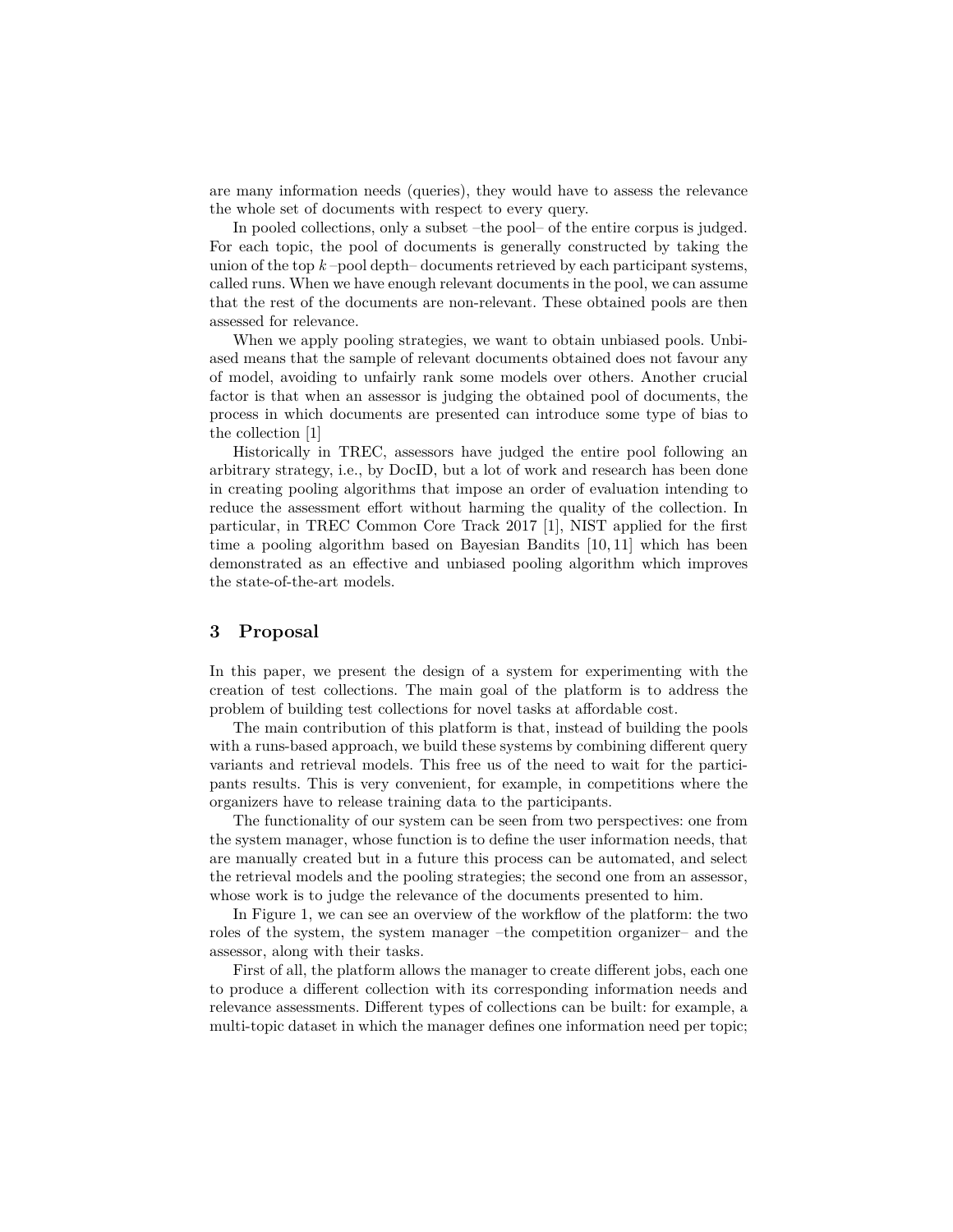are many information needs (queries), they would have to assess the relevance the whole set of documents with respect to every query.

In pooled collections, only a subset –the pool– of the entire corpus is judged. For each topic, the pool of documents is generally constructed by taking the union of the top $k$ –pool depth– documents retrieved by each participant systems, called runs. When we have enough relevant documents in the pool, we can assume that the rest of the documents are non-relevant. These obtained pools are then assessed for relevance.

When we apply pooling strategies, we want to obtain unbiased pools. Unbiased means that the sample of relevant documents obtained does not favour any of model, avoiding to unfairly rank some models over others. Another crucial factor is that when an assessor is judging the obtained pool of documents, the process in which documents are presented can introduce some type of bias to the collection [1]

Historically in TREC, assessors have judged the entire pool following an arbitrary strategy, i.e., by DocID, but a lot of work and research has been done in creating pooling algorithms that impose an order of evaluation intending to reduce the assessment effort without harming the quality of the collection. In particular, in TREC Common Core Track 2017 [1], NIST applied for the first time a pooling algorithm based on Bayesian Bandits [10, 11] which has been demonstrated as an effective and unbiased pooling algorithm which improves the state-of-the-art models.

## 3 Proposal

In this paper, we present the design of a system for experimenting with the creation of test collections. The main goal of the platform is to address the problem of building test collections for novel tasks at affordable cost.

The main contribution of this platform is that, instead of building the pools with a runs-based approach, we build these systems by combining different query variants and retrieval models. This free us of the need to wait for the participants results. This is very convenient, for example, in competitions where the organizers have to release training data to the participants.

The functionality of our system can be seen from two perspectives: one from the system manager, whose function is to define the user information needs, that are manually created but in a future this process can be automated, and select the retrieval models and the pooling strategies; the second one from an assessor, whose work is to judge the relevance of the documents presented to him.

In Figure 1, we can see an overview of the workflow of the platform: the two roles of the system, the system manager –the competition organizer– and the assessor, along with their tasks.

First of all, the platform allows the manager to create different jobs, each one to produce a different collection with its corresponding information needs and relevance assessments. Different types of collections can be built: for example, a multi-topic dataset in which the manager defines one information need per topic;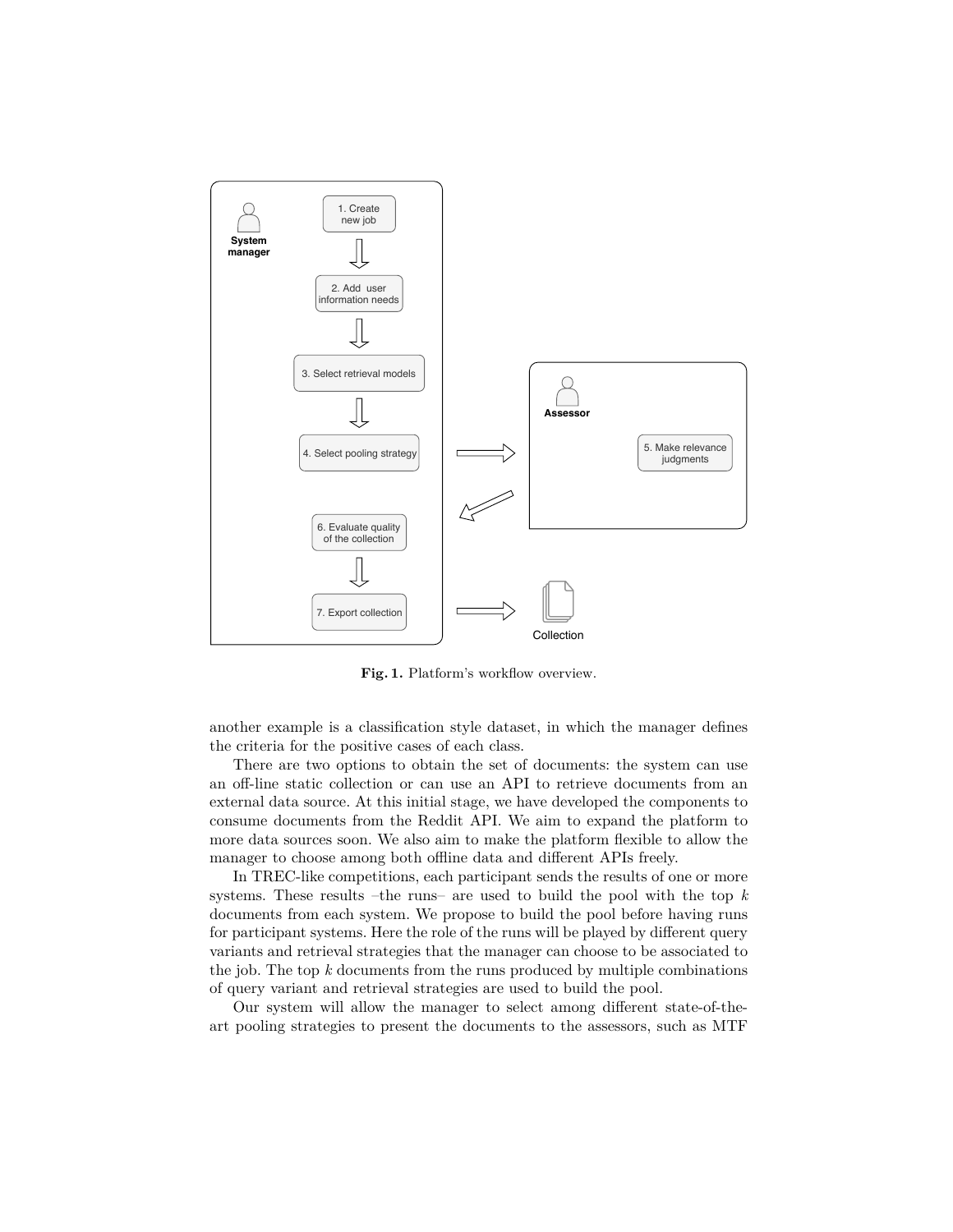**Fig. 1.** Platform's workflow overview.

another example is a classification style dataset, in which the manager defines the criteria for the positive cases of each class.

There are two options to obtain the set of documents: the system can use an off-line static collection or can use an API to retrieve documents from an external data source. At this initial stage, we have developed the components to consume documents from the Reddit API. We aim to expand the platform to more data sources soon. We also aim to make the platform flexible to allow the manager to choose among both offline data and different APIs freely.

In TREC-like competitions, each participant sends the results of one or more systems. These results –the runs– are used to build the pool with the top $k$ documents from each system. We propose to build the pool before having runs for participant systems. Here the role of the runs will be played by different query variants and retrieval strategies that the manager can choose to be associated to the job. The top $k$ documents from the runs produced by multiple combinations of query variant and retrieval strategies are used to build the pool.

Our system will allow the manager to select among different state-of-the-art pooling strategies to present the documents to the assessors, such as MTF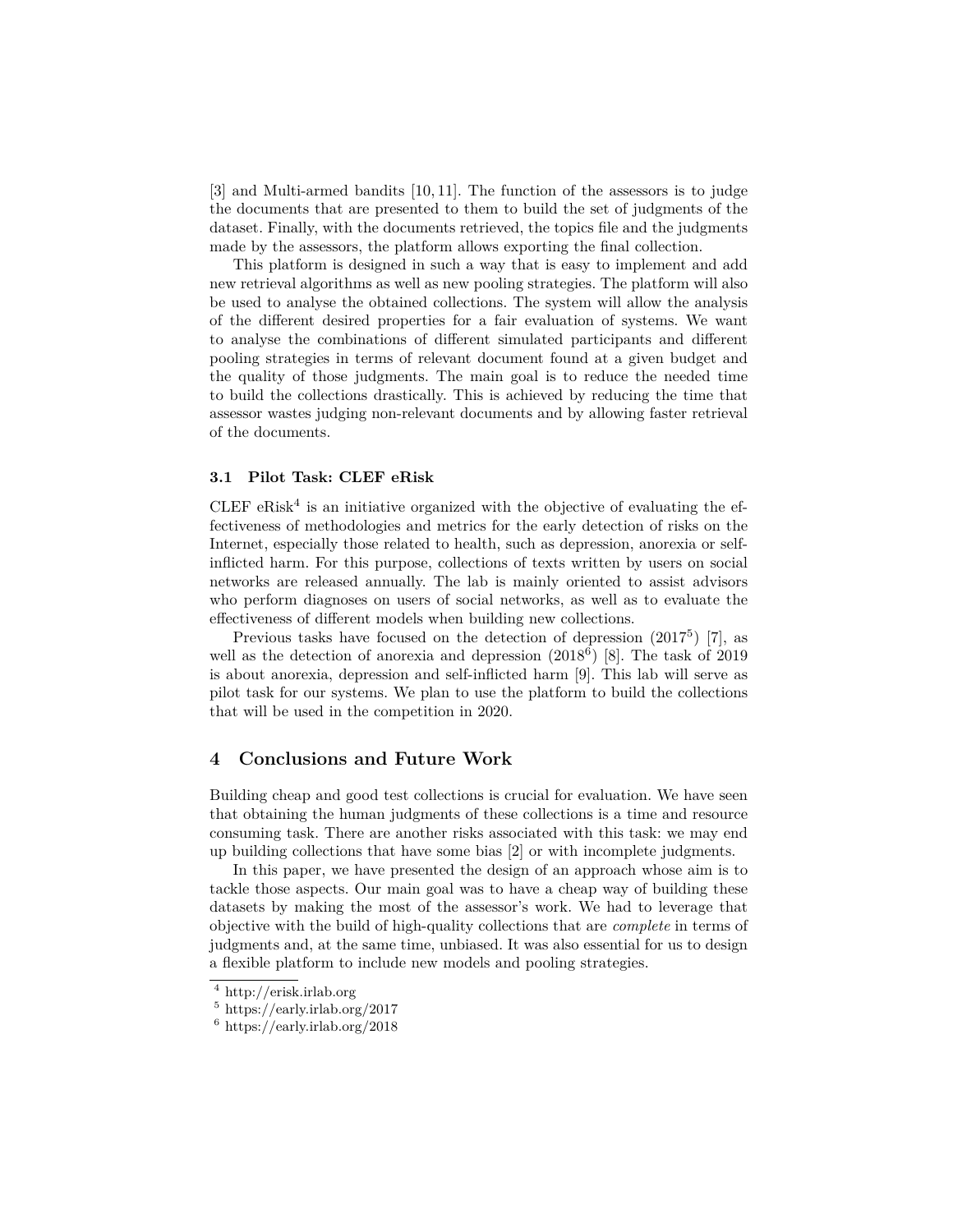[3] and Multi-armed bandits [10, 11]. The function of the assessors is to judge the documents that are presented to them to build the set of judgments of the dataset. Finally, with the documents retrieved, the topics file and the judgments made by the assessors, the platform allows exporting the final collection.

This platform is designed in such a way that is easy to implement and add new retrieval algorithms as well as new pooling strategies. The platform will also be used to analyse the obtained collections. The system will allow the analysis of the different desired properties for a fair evaluation of systems. We want to analyse the combinations of different simulated participants and different pooling strategies in terms of relevant document found at a given budget and the quality of those judgments. The main goal is to reduce the needed time to build the collections drastically. This is achieved by reducing the time that assessor wastes judging non-relevant documents and by allowing faster retrieval of the documents.

### 3.1 Pilot Task: CLEF eRisk

CLEF eRisk[4] is an initiative organized with the objective of evaluating the effectiveness of methodologies and metrics for the early detection of risks on the Internet, especially those related to health, such as depression, anorexia or self-inflicted harm. For this purpose, collections of texts written by users on social networks are released annually. The lab is mainly oriented to assist advisors who perform diagnoses on users of social networks, as well as to evaluate the effectiveness of different models when building new collections.

Previous tasks have focused on the detection of depression (2017[5]) [7], as well as the detection of anorexia and depression (2018[6]) [8]. The task of 2019 is about anorexia, depression and self-inflicted harm [9]. This lab will serve as pilot task for our systems. We plan to use the platform to build the collections that will be used in the competition in 2020.

## 4 Conclusions and Future Work

Building cheap and good test collections is crucial for evaluation. We have seen that obtaining the human judgments of these collections is a time and resource consuming task. There are another risks associated with this task: we may end up building collections that have some bias [2] or with incomplete judgments.

In this paper, we have presented the design of an approach whose aim is to tackle those aspects. Our main goal was to have a cheap way of building these datasets by making the most of the assessor's work. We had to leverage that objective with the build of high-quality collections that are *complete* in terms of judgments and, at the same time, unbiased. It was also essential for us to design a flexible platform to include new models and pooling strategies.

---

[4] http://erisk.irlab.org

[5] https://early.irlab.org/2017

[6] https://early.irlab.org/2018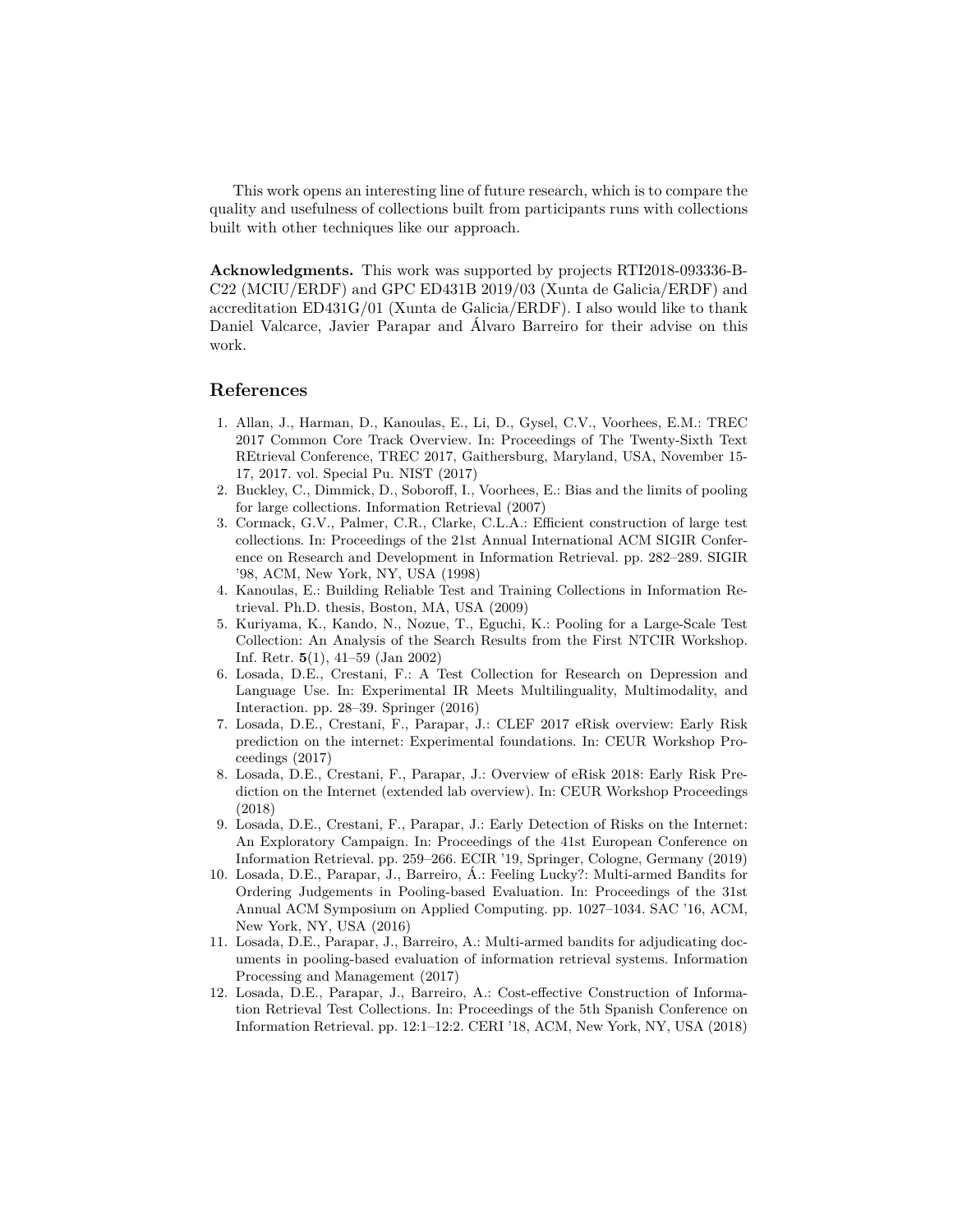This work opens an interesting line of future research, which is to compare the quality and usefulness of collections built from participants runs with collections built with other techniques like our approach.

**Acknowledgments.** This work was supported by projects RTI2018-093336-B-C22 (MCIU/ERDF) and GPC ED431B 2019/03 (Xunta de Galicia/ERDF) and accreditation ED431G/01 (Xunta de Galicia/ERDF). I also would like to thank Daniel Valcarce, Javier Parapar and Álvaro Barreiro for their advise on this work.

## References

1. Allan, J., Harman, D., Kanoulas, E., Li, D., Gysel, C.V., Voorhees, E.M.: TREC 2017 Common Core Track Overview. In: Proceedings of The Twenty-Sixth Text REtrieval Conference, TREC 2017, Gaithersburg, Maryland, USA, November 15-17, 2017. vol. Special Pu. NIST (2017)
2. Buckley, C., Dimmick, D., Soboroff, I., Voorhees, E.: Bias and the limits of pooling for large collections. Information Retrieval (2007)
3. Cormack, G.V., Palmer, C.R., Clarke, C.L.A.: Efficient construction of large test collections. In: Proceedings of the 21st Annual International ACM SIGIR Conference on Research and Development in Information Retrieval. pp. 282–289. SIGIR '98, ACM, New York, NY, USA (1998)
4. Kanoulas, E.: Building Reliable Test and Training Collections in Information Retrieval. Ph.D. thesis, Boston, MA, USA (2009)
5. Kuriyama, K., Kando, N., Nozue, T., Eguchi, K.: Pooling for a Large-Scale Test Collection: An Analysis of the Search Results from the First NTCIR Workshop. Inf. Retr. **5**(1), 41–59 (Jan 2002)
6. Losada, D.E., Crestani, F.: A Test Collection for Research on Depression and Language Use. In: Experimental IR Meets Multilinguality, Multimodality, and Interaction. pp. 28–39. Springer (2016)
7. Losada, D.E., Crestani, F., Parapar, J.: CLEF 2017 eRisk overview: Early Risk prediction on the internet: Experimental foundations. In: CEUR Workshop Proceedings (2017)
8. Losada, D.E., Crestani, F., Parapar, J.: Overview of eRisk 2018: Early Risk Prediction on the Internet (extended lab overview). In: CEUR Workshop Proceedings (2018)
9. Losada, D.E., Crestani, F., Parapar, J.: Early Detection of Risks on the Internet: An Exploratory Campaign. In: Proceedings of the 41st European Conference on Information Retrieval. pp. 259–266. ECIR '19, Springer, Cologne, Germany (2019)
10. Losada, D.E., Parapar, J., Barreiro, Á.: Feeling Lucky?: Multi-armed Bandits for Ordering Judgements in Pooling-based Evaluation. In: Proceedings of the 31st Annual ACM Symposium on Applied Computing. pp. 1027–1034. SAC '16, ACM, New York, NY, USA (2016)
11. Losada, D.E., Parapar, J., Barreiro, A.: Multi-armed bandits for adjudicating documents in pooling-based evaluation of information retrieval systems. Information Processing and Management (2017)
12. Losada, D.E., Parapar, J., Barreiro, A.: Cost-effective Construction of Information Retrieval Test Collections. In: Proceedings of the 5th Spanish Conference on Information Retrieval. pp. 12:1–12:2. CERI '18, ACM, New York, NY, USA (2018)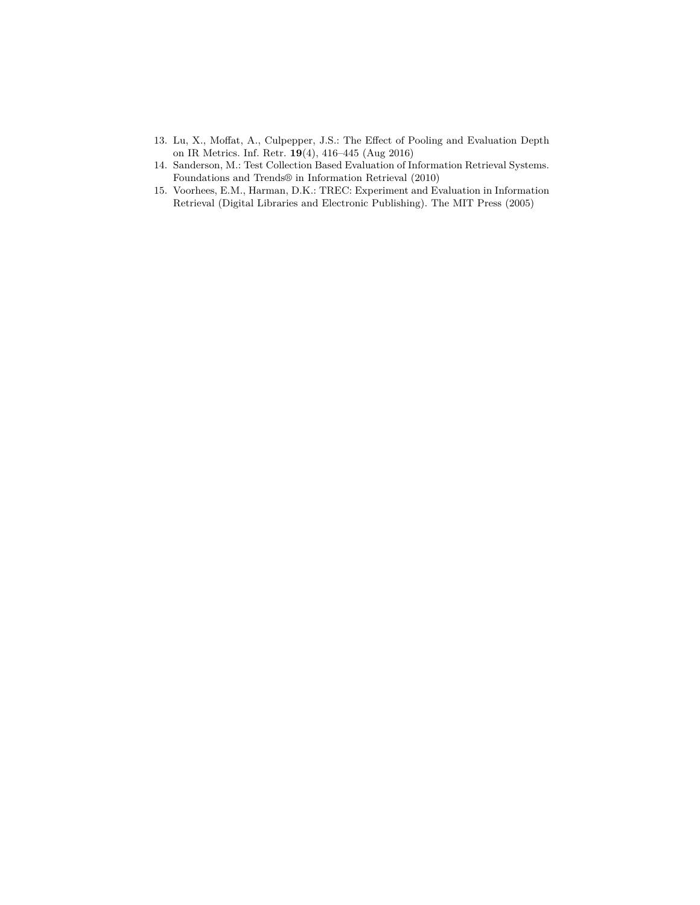13. Lu, X., Moffat, A., Culpepper, J.S.: The Effect of Pooling and Evaluation Depth on IR Metrics. Inf. Retr. **19**(4), 416–445 (Aug 2016)
14. Sanderson, M.: Test Collection Based Evaluation of Information Retrieval Systems. Foundations and Trends® in Information Retrieval (2010)
15. Voorhees, E.M., Harman, D.K.: TREC: Experiment and Evaluation in Information Retrieval (Digital Libraries and Electronic Publishing). The MIT Press (2005)